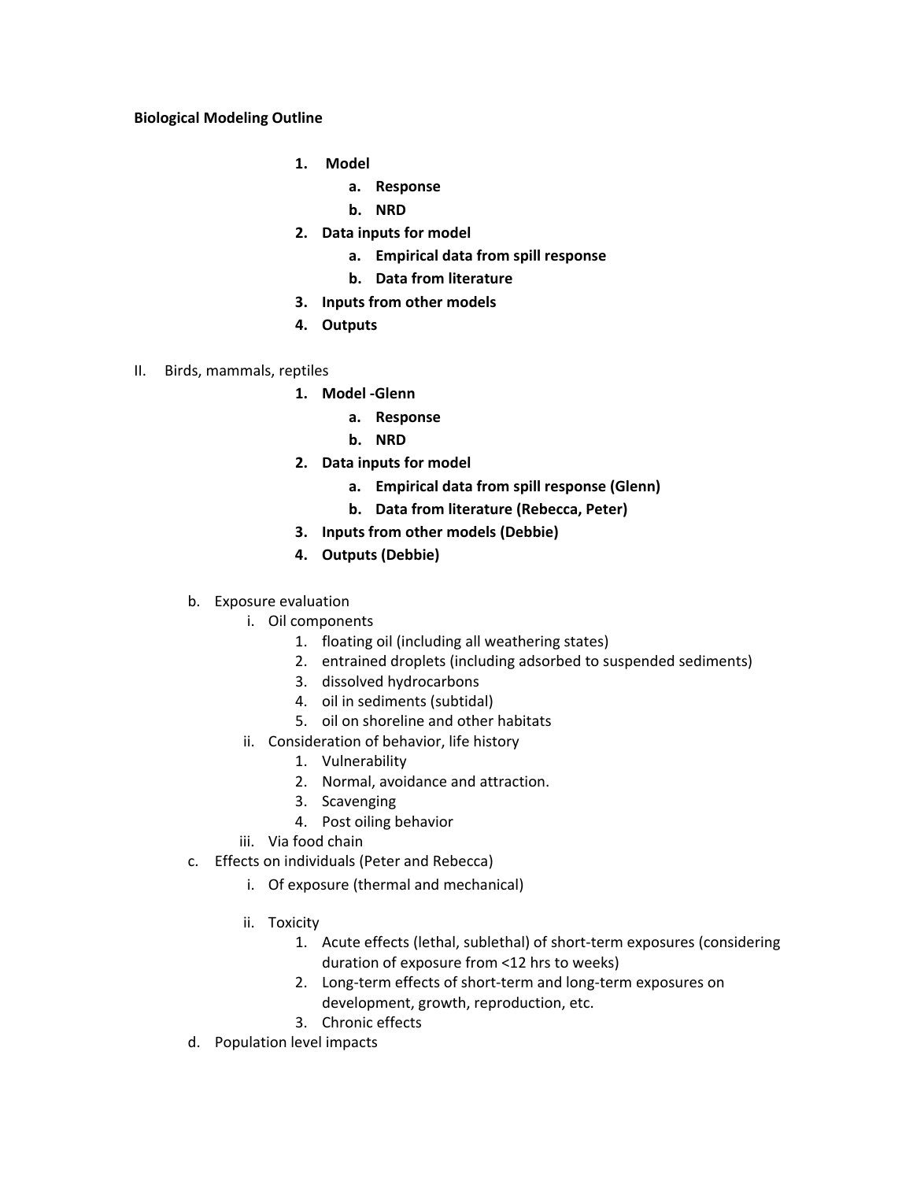**Biological Modeling Outline**

1. **Model**
    a. **Response**
    b. **NRD**
2. **Data inputs for model**
    a. **Empirical data from spill response**
    b. **Data from literature**
3. **Inputs from other models**
4. **Outputs**

II. Birds, mammals, reptiles

1. **Model -Glenn**
    a. **Response**
    b. **NRD**
2. **Data inputs for model**
    a. **Empirical data from spill response (Glenn)**
    b. **Data from literature (Rebecca, Peter)**
3. **Inputs from other models (Debbie)**
4. **Outputs (Debbie)**

b. Exposure evaluation
    i. Oil components
        1. floating oil (including all weathering states)
        2. entrained droplets (including adsorbed to suspended sediments)
        3. dissolved hydrocarbons
        4. oil in sediments (subtidal)
        5. oil on shoreline and other habitats
    ii. Consideration of behavior, life history
        1. Vulnerability
        2. Normal, avoidance and attraction.
        3. Scavenging
        4. Post oiling behavior
    iii. Via food chain

c. Effects on individuals (Peter and Rebecca)
    i. Of exposure (thermal and mechanical)
    ii. Toxicity
        1. Acute effects (lethal, sublethal) of short-term exposures (considering duration of exposure from <12 hrs to weeks)
        2. Long-term effects of short-term and long-term exposures on development, growth, reproduction, etc.
        3. Chronic effects

d. Population level impacts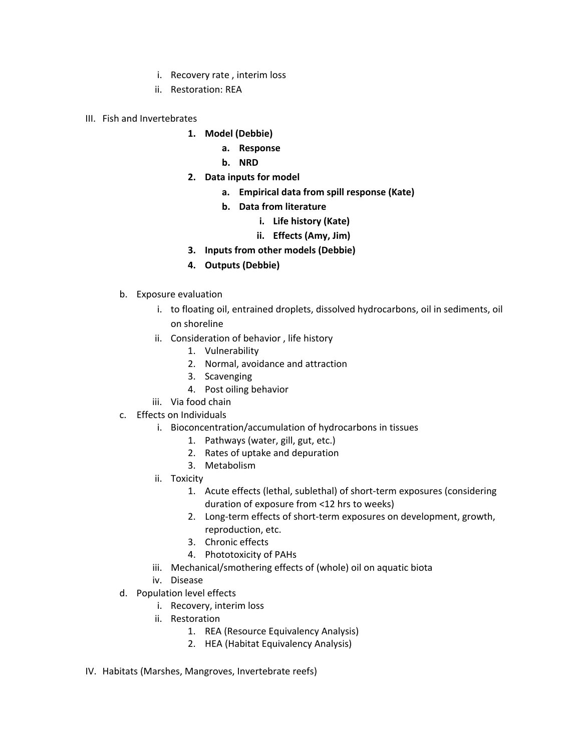i. Recovery rate , interim loss
ii. Restoration: REA

III. Fish and Invertebrates

1. **Model (Debbie)**
    a. **Response**
    b. **NRD**
2. **Data inputs for model**
    a. **Empirical data from spill response (Kate)**
    b. **Data from literature**
        i. **Life history (Kate)**
        ii. **Effects (Amy, Jim)**
3. **Inputs from other models (Debbie)**
4. **Outputs (Debbie)**

b. Exposure evaluation
    i. to floating oil, entrained droplets, dissolved hydrocarbons, oil in sediments, oil on shoreline
    ii. Consideration of behavior , life history
        1. Vulnerability
        2. Normal, avoidance and attraction
        3. Scavenging
        4. Post oiling behavior
    iii. Via food chain

c. Effects on Individuals
    i. Bioconcentration/accumulation of hydrocarbons in tissues
        1. Pathways (water, gill, gut, etc.)
        2. Rates of uptake and depuration
        3. Metabolism
    ii. Toxicity
        1. Acute effects (lethal, sublethal) of short-term exposures (considering duration of exposure from <12 hrs to weeks)
        2. Long-term effects of short-term exposures on development, growth, reproduction, etc.
        3. Chronic effects
        4. Phototoxicity of PAHs
    iii. Mechanical/smothering effects of (whole) oil on aquatic biota
    iv. Disease

d. Population level effects
    i. Recovery, interim loss
    ii. Restoration
        1. REA (Resource Equivalency Analysis)
        2. HEA (Habitat Equivalency Analysis)

IV. Habitats (Marshes, Mangroves, Invertebrate reefs)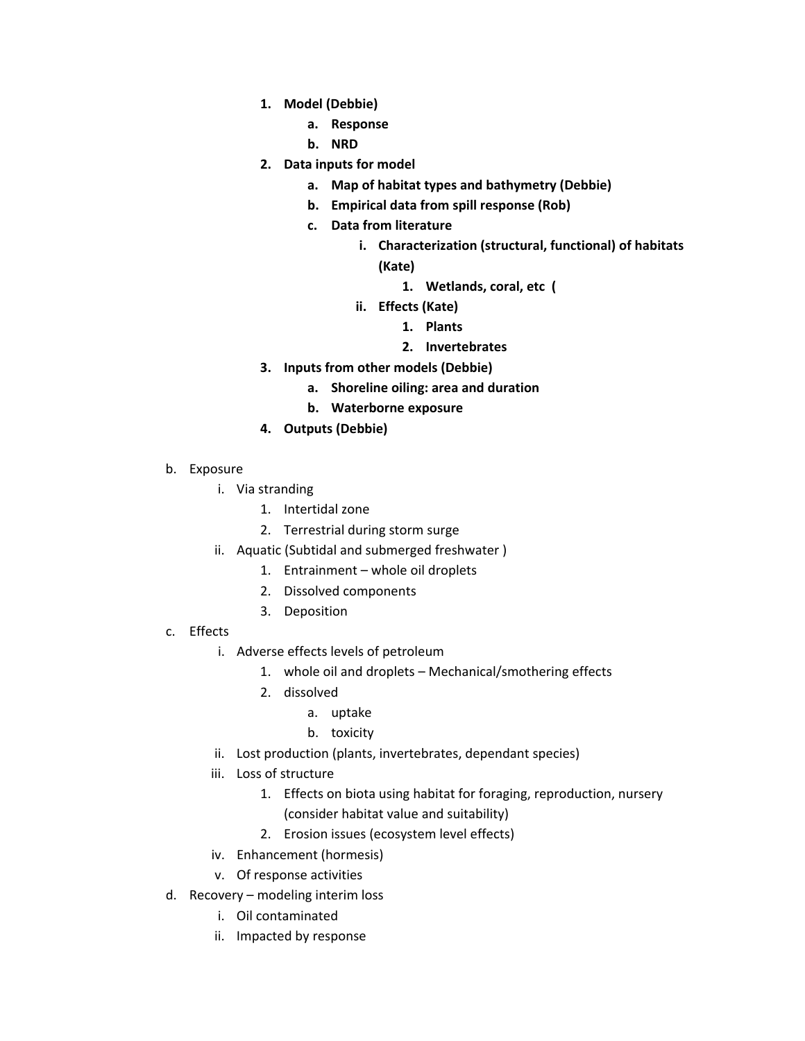1. **Model (Debbie)**
    a. **Response**
    b. **NRD**
2. **Data inputs for model**
    a. **Map of habitat types and bathymetry (Debbie)**
    b. **Empirical data from spill response (Rob)**
    c. **Data from literature**
        i. **Characterization (structural, functional) of habitats (Kate)**
            1. **Wetlands, coral, etc (**
        ii. **Effects (Kate)**
            1. **Plants**
            2. **Invertebrates**
3. **Inputs from other models (Debbie)**
    a. **Shoreline oiling: area and duration**
    b. **Waterborne exposure**
4. **Outputs (Debbie)**

b. Exposure
    i. Via stranding
        1. Intertidal zone
        2. Terrestrial during storm surge
    ii. Aquatic (Subtidal and submerged freshwater )
        1. Entrainment – whole oil droplets
        2. Dissolved components
        3. Deposition

c. Effects
    i. Adverse effects levels of petroleum
        1. whole oil and droplets – Mechanical/smothering effects
        2. dissolved
            a. uptake
            b. toxicity
    ii. Lost production (plants, invertebrates, dependant species)
    iii. Loss of structure
        1. Effects on biota using habitat for foraging, reproduction, nursery (consider habitat value and suitability)
        2. Erosion issues (ecosystem level effects)
    iv. Enhancement (hormesis)
    v. Of response activities

d. Recovery – modeling interim loss
    i. Oil contaminated
    ii. Impacted by response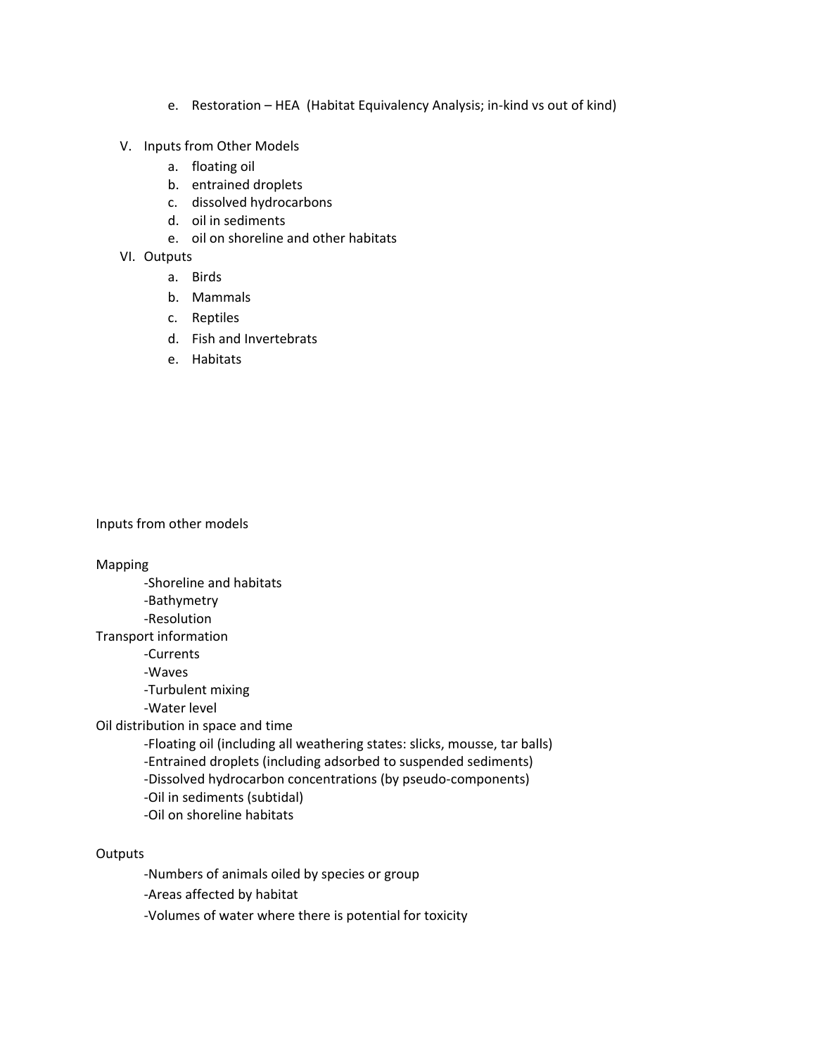e. Restoration – HEA (Habitat Equivalency Analysis; in-kind vs out of kind)

V. Inputs from Other Models
   a. floating oil
   b. entrained droplets
   c. dissolved hydrocarbons
   d. oil in sediments
   e. oil on shoreline and other habitats

VI. Outputs
   a. Birds
   b. Mammals
   c. Reptiles
   d. Fish and Invertebrats
   e. Habitats

Inputs from other models

Mapping
- -Shoreline and habitats
- -Bathymetry
- -Resolution

Transport information
- -Currents
- -Waves
- -Turbulent mixing
- -Water level

Oil distribution in space and time
- -Floating oil (including all weathering states: slicks, mousse, tar balls)
- -Entrained droplets (including adsorbed to suspended sediments)
- -Dissolved hydrocarbon concentrations (by pseudo-components)
- -Oil in sediments (subtidal)
- -Oil on shoreline habitats

Outputs
- -Numbers of animals oiled by species or group
- -Areas affected by habitat
- -Volumes of water where there is potential for toxicity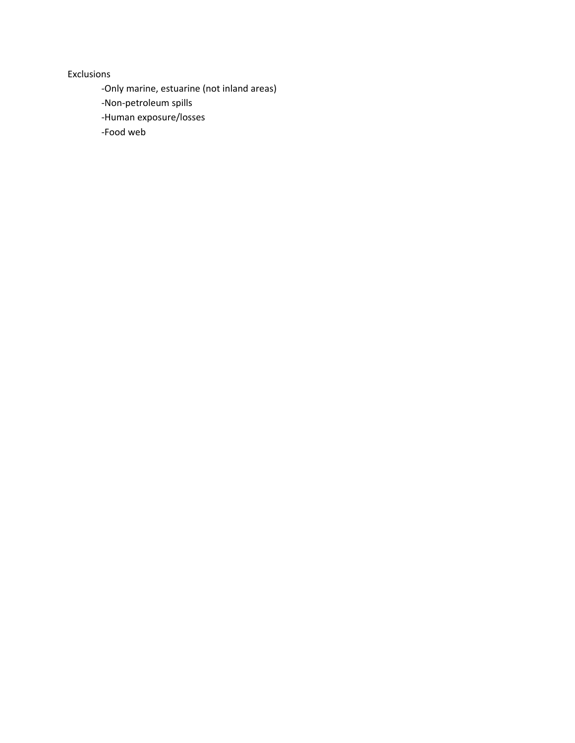Exclusions

- Only marine, estuarine (not inland areas)
- Non-petroleum spills
- Human exposure/losses
- Food web